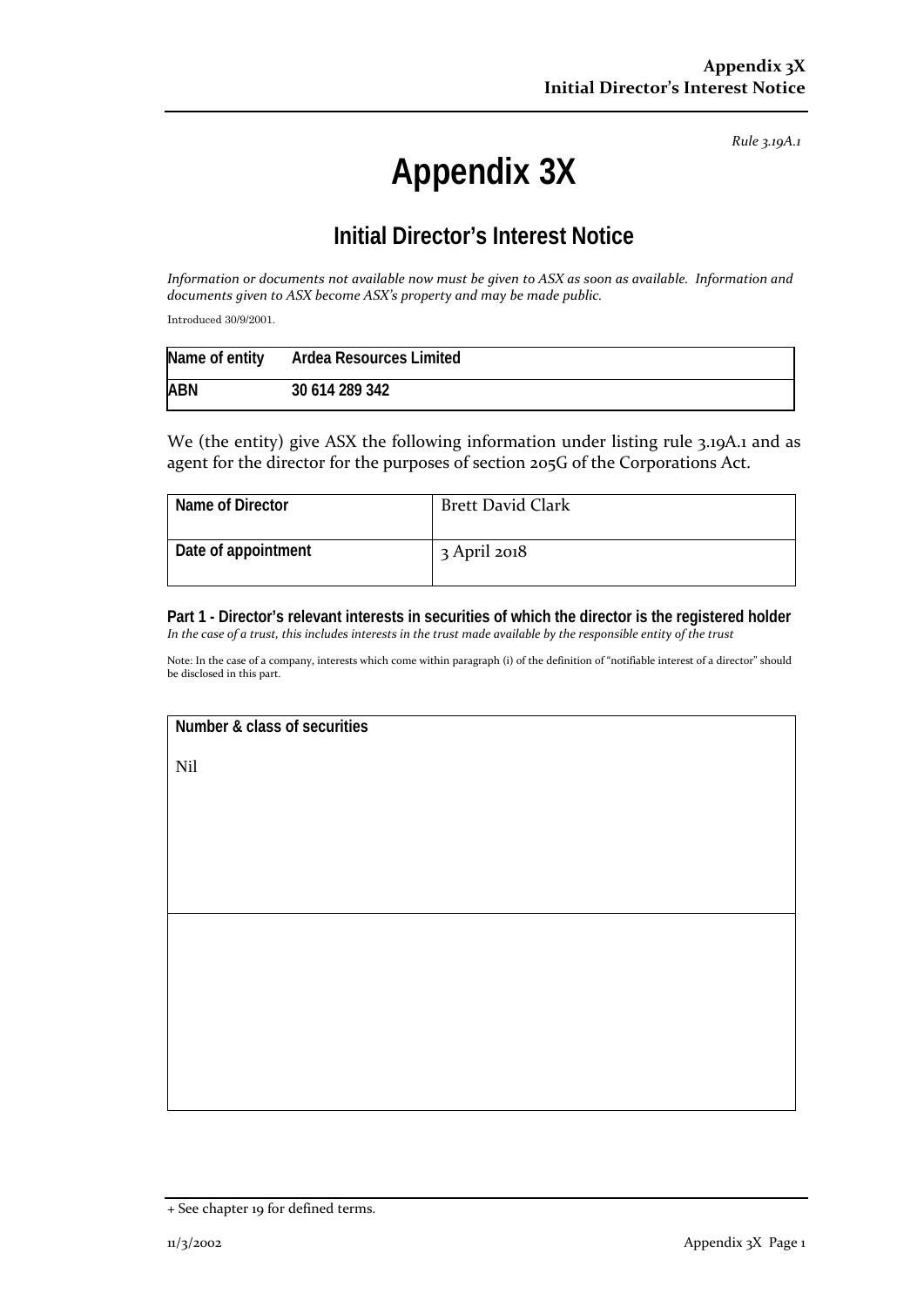*Rule 3.19A.1*

# Appendix 3X

## Initial Director's Interest Notice

*Information or documents not available now must be given to ASX as soon as available. Information and documents given to ASX become ASX's property and may be made public.*

Introduced 30/9/2001.

| Name of entity | Ardea Resources Limited |
|---|---|
| ABN | 30 614 289 342 |

We (the entity) give ASX the following information under listing rule 3.19A.1 and as agent for the director for the purposes of section 205G of the Corporations Act.

| Name of Director | Brett David Clark |
|---|---|
| Date of appointment | 3 April 2018 |

**Part 1 - Director's relevant interests in securities of which the director is the registered holder**
*In the case of a trust, this includes interests in the trust made available by the responsible entity of the trust*

Note: In the case of a company, interests which come within paragraph (i) of the definition of "notifiable interest of a director" should be disclosed in this part.

| Number & class of securities |
|---|
| Nil |
| |

+ See chapter 19 for defined terms.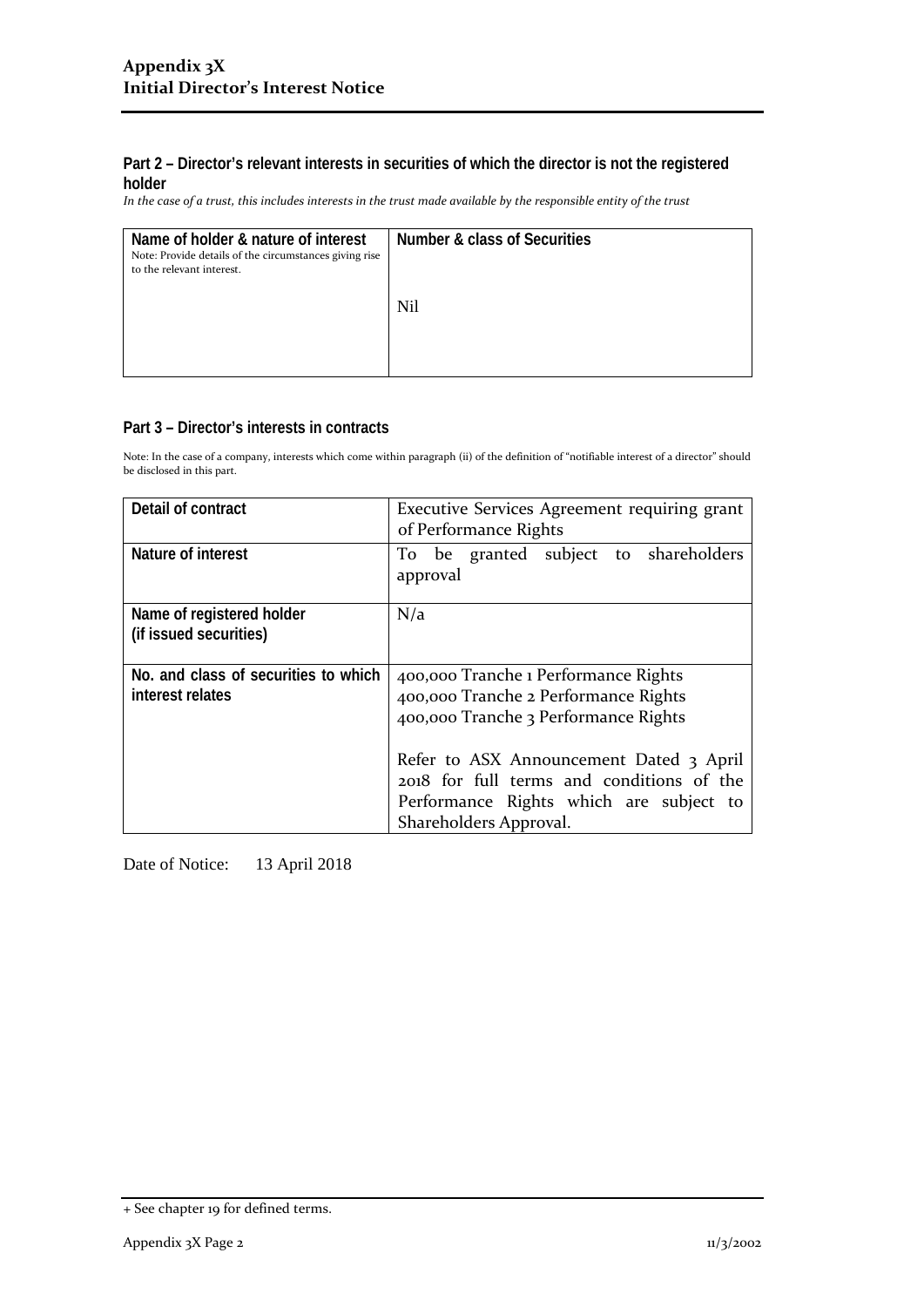## Part 2 – Director's relevant interests in securities of which the director is not the registered holder

*In the case of a trust, this includes interests in the trust made available by the responsible entity of the trust*

| Name of holder & nature of interest<br>Note: Provide details of the circumstances giving rise to the relevant interest. | Number & class of Securities |
|---|---|
| | Nil |

## Part 3 – Director's interests in contracts

Note: In the case of a company, interests which come within paragraph (ii) of the definition of "notifiable interest of a director" should be disclosed in this part.

| | |
|---|---|
| Detail of contract | Executive Services Agreement requiring grant of Performance Rights |
| Nature of interest | To be granted subject to shareholders approval |
| Name of registered holder (if issued securities) | N/a |
| No. and class of securities to which interest relates | 400,000 Tranche 1 Performance Rights<br>400,000 Tranche 2 Performance Rights<br>400,000 Tranche 3 Performance Rights<br><br>Refer to ASX Announcement Dated 3 April 2018 for full terms and conditions of the Performance Rights which are subject to Shareholders Approval. |

Date of Notice: 13 April 2018

+ See chapter 19 for defined terms.